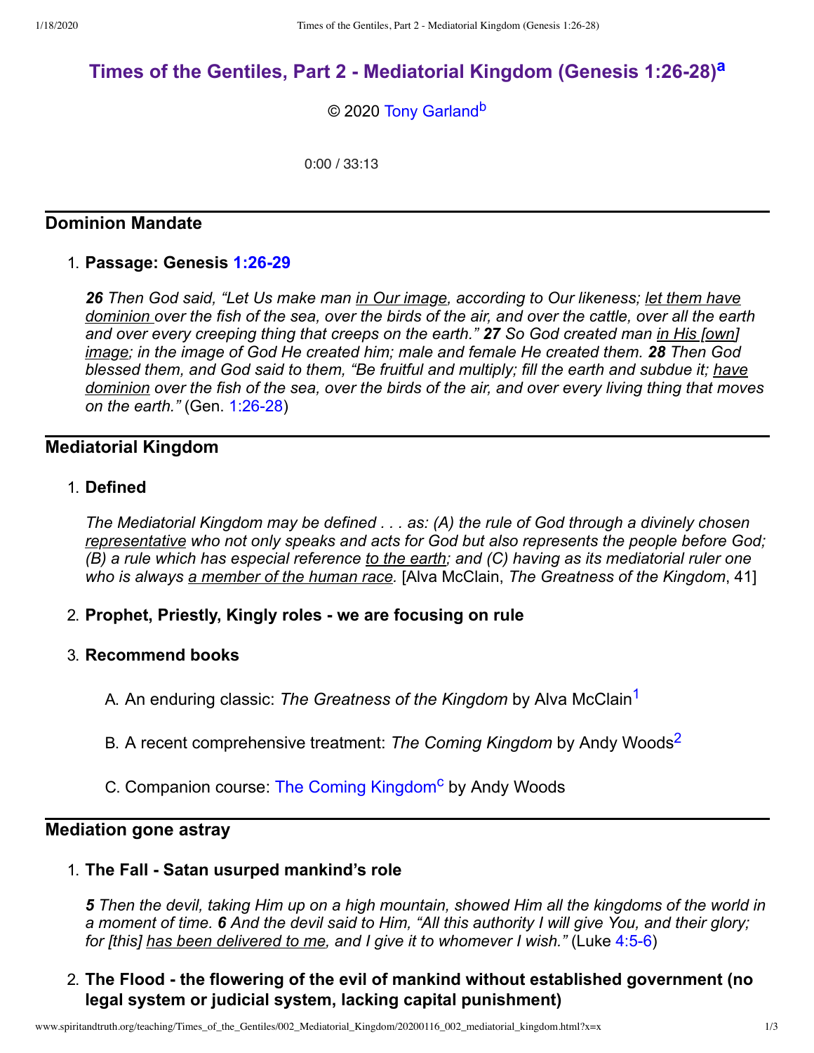# Times of the Gentiles, Part 2 - Mediatorial Kingdom (Genesis 1:26-28)[a]

© 2020 Tony Garland[b]

0:00 / 33:13

## Dominion Mandate

1. **Passage: Genesis 1:26-29**

   ***26*** *Then God said, "Let Us make man in Our image, according to Our likeness; let them have dominion over the fish of the sea, over the birds of the air, and over the cattle, over all the earth and over every creeping thing that creeps on the earth."* ***27*** *So God created man in His [own] image; in the image of God He created him; male and female He created them.* ***28*** *Then God blessed them, and God said to them, "Be fruitful and multiply; fill the earth and subdue it; have dominion over the fish of the sea, over the birds of the air, and over every living thing that moves on the earth."* (Gen. 1:26-28)

## Mediatorial Kingdom

1. **Defined**

   *The Mediatorial Kingdom may be defined . . . as: (A) the rule of God through a divinely chosen representative who not only speaks and acts for God but also represents the people before God; (B) a rule which has especial reference to the earth; and (C) having as its mediatorial ruler one who is always a member of the human race.* [Alva McClain, *The Greatness of the Kingdom*, 41]

2. **Prophet, Priestly, Kingly roles - we are focusing on rule**

3. **Recommend books**

   A. An enduring classic: *The Greatness of the Kingdom* by Alva McClain[1]

   B. A recent comprehensive treatment: *The Coming Kingdom* by Andy Woods[2]

   C. Companion course: The Coming Kingdom[c] by Andy Woods

## Mediation gone astray

1. **The Fall - Satan usurped mankind's role**

   ***5*** *Then the devil, taking Him up on a high mountain, showed Him all the kingdoms of the world in a moment of time.* ***6*** *And the devil said to Him, "All this authority I will give You, and their glory; for [this] has been delivered to me, and I give it to whomever I wish."* (Luke 4:5-6)

2. **The Flood - the flowering of the evil of mankind without established government (no legal system or judicial system, lacking capital punishment)**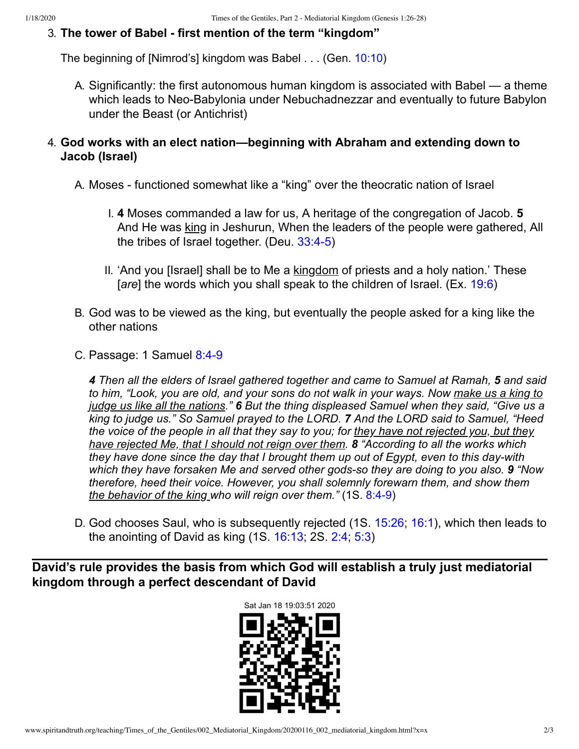3. **The tower of Babel - first mention of the term "kingdom"**

   The beginning of [Nimrod's] kingdom was Babel . . . (Gen. 10:10)

   A. Significantly: the first autonomous human kingdom is associated with Babel — a theme which leads to Neo-Babylonia under Nebuchadnezzar and eventually to future Babylon under the Beast (or Antichrist)

4. **God works with an elect nation—beginning with Abraham and extending down to Jacob (Israel)**

   A. Moses - functioned somewhat like a "king" over the theocratic nation of Israel

      I. **4** Moses commanded a law for us, A heritage of the congregation of Jacob. **5** And He was <u>king</u> in Jeshurun, When the leaders of the people were gathered, All the tribes of Israel together. (Deu. 33:4-5)

      II. 'And you [Israel] shall be to Me a <u>kingdom</u> of priests and a holy nation.' These [*are*] the words which you shall speak to the children of Israel. (Ex. 19:6)

   B. God was to be viewed as the king, but eventually the people asked for a king like the other nations

   C. Passage: 1 Samuel 8:4-9

      ***4*** *Then all the elders of Israel gathered together and came to Samuel at Ramah,* ***5*** *and said to him, "Look, you are old, and your sons do not walk in your ways. Now <u>make us a king to judge us like all the nations</u>."* ***6*** *But the thing displeased Samuel when they said, "Give us a king to judge us." So Samuel prayed to the LORD.* ***7*** *And the LORD said to Samuel, "Heed the voice of the people in all that they say to you; for <u>they have not rejected you, but they have rejected Me, that I should not reign over them</u>.* ***8*** *"According to all the works which they have done since the day that I brought them up out of Egypt, even to this day-with which they have forsaken Me and served other gods-so they are doing to you also.* ***9*** *"Now therefore, heed their voice. However, you shall solemnly forewarn them, and show them <u>the behavior of the king</u> who will reign over them."* (1S. 8:4-9)

   D. God chooses Saul, who is subsequently rejected (1S. 15:26; 16:1), which then leads to the anointing of David as king (1S. 16:13; 2S. 2:4; 5:3)

---

**David's rule provides the basis from which God will establish a truly just mediatorial kingdom through a perfect descendant of David**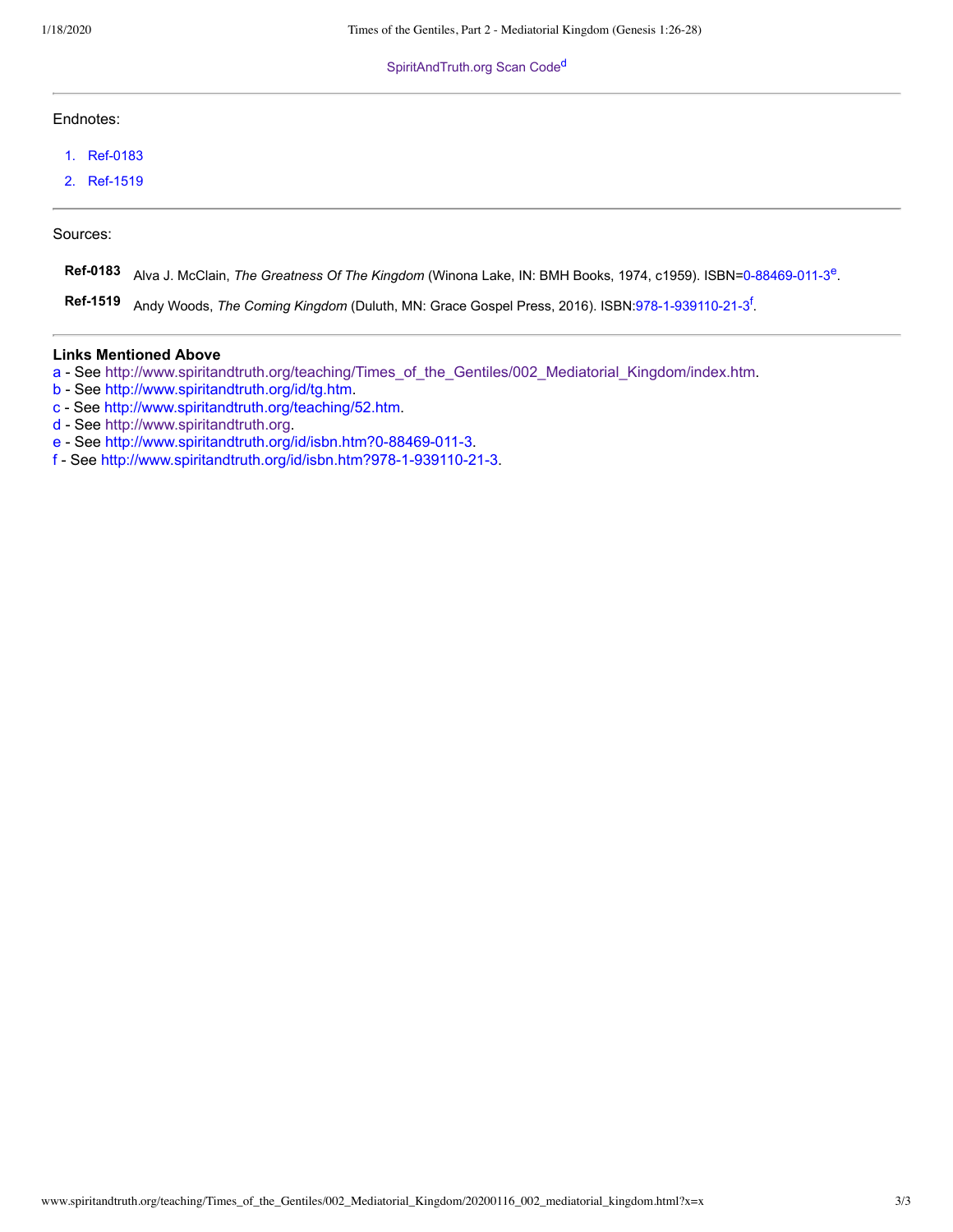SpiritAndTruth.org Scan Code[d]

---

Endnotes:

1. Ref-0183
2. Ref-1519

---

Sources:

**Ref-0183** Alva J. McClain, *The Greatness Of The Kingdom* (Winona Lake, IN: BMH Books, 1974, c1959). ISBN=0-88469-011-3[e].

**Ref-1519** Andy Woods, *The Coming Kingdom* (Duluth, MN: Grace Gospel Press, 2016). ISBN:978-1-939110-21-3[f].

---

**Links Mentioned Above**

a - See http://www.spiritandtruth.org/teaching/Times_of_the_Gentiles/002_Mediatorial_Kingdom/index.htm.
b - See http://www.spiritandtruth.org/id/tg.htm.
c - See http://www.spiritandtruth.org/teaching/52.htm.
d - See http://www.spiritandtruth.org.
e - See http://www.spiritandtruth.org/id/isbn.htm?0-88469-011-3.
f - See http://www.spiritandtruth.org/id/isbn.htm?978-1-939110-21-3.